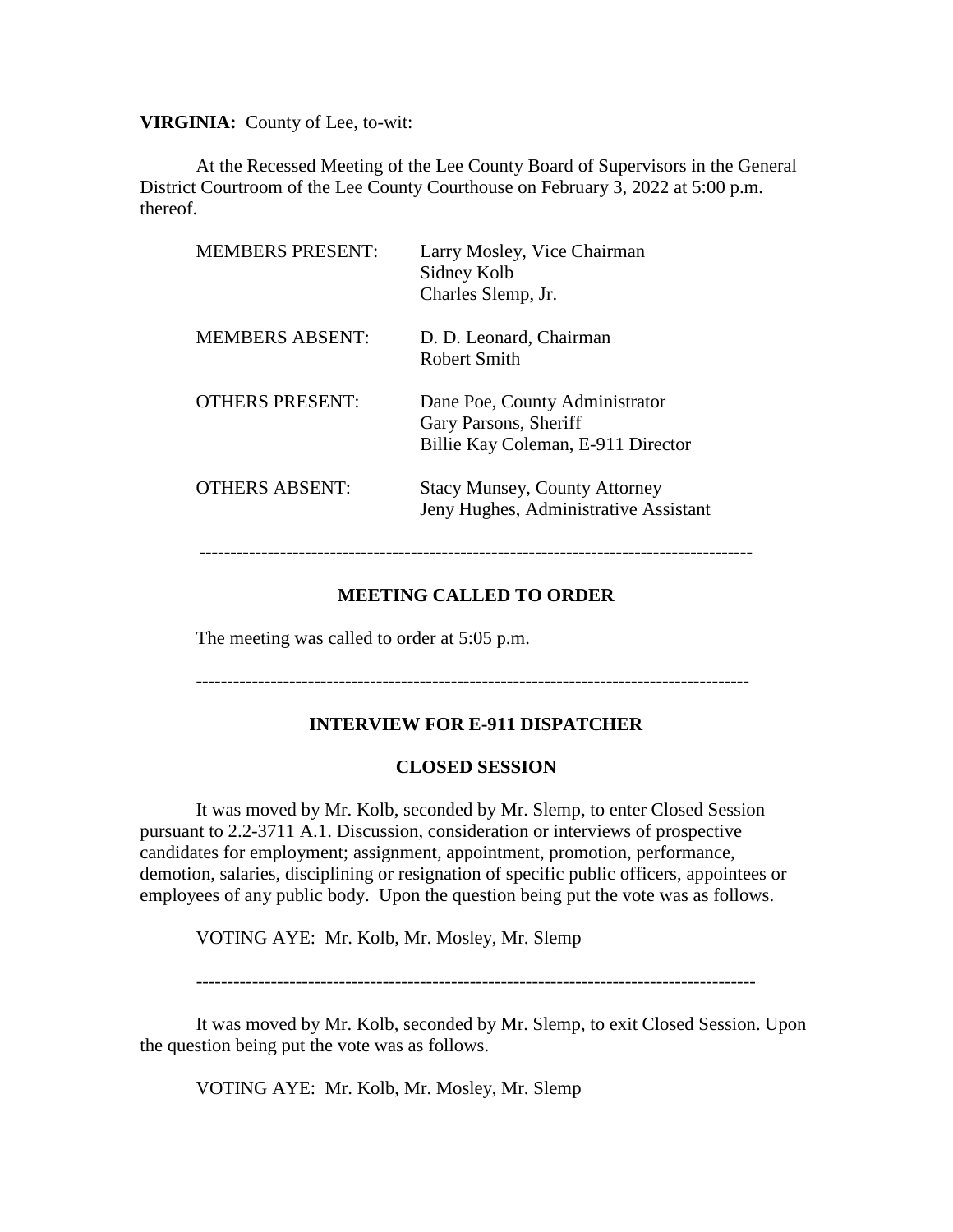**VIRGINIA:** County of Lee, to-wit:

At the Recessed Meeting of the Lee County Board of Supervisors in the General District Courtroom of the Lee County Courthouse on February 3, 2022 at 5:00 p.m. thereof.

| | |
|---|---|
| MEMBERS PRESENT: | Larry Mosley, Vice Chairman<br>Sidney Kolb<br>Charles Slemp, Jr. |
| MEMBERS ABSENT: | D. D. Leonard, Chairman<br>Robert Smith |
| OTHERS PRESENT: | Dane Poe, County Administrator<br>Gary Parsons, Sheriff<br>Billie Kay Coleman, E-911 Director |
| OTHERS ABSENT: | Stacy Munsey, County Attorney<br>Jeny Hughes, Administrative Assistant |

---

## MEETING CALLED TO ORDER

The meeting was called to order at 5:05 p.m.

---

## INTERVIEW FOR E-911 DISPATCHER

## CLOSED SESSION

It was moved by Mr. Kolb, seconded by Mr. Slemp, to enter Closed Session pursuant to 2.2-3711 A.1. Discussion, consideration or interviews of prospective candidates for employment; assignment, appointment, promotion, performance, demotion, salaries, disciplining or resignation of specific public officers, appointees or employees of any public body. Upon the question being put the vote was as follows.

VOTING AYE: Mr. Kolb, Mr. Mosley, Mr. Slemp

---

It was moved by Mr. Kolb, seconded by Mr. Slemp, to exit Closed Session. Upon the question being put the vote was as follows.

VOTING AYE: Mr. Kolb, Mr. Mosley, Mr. Slemp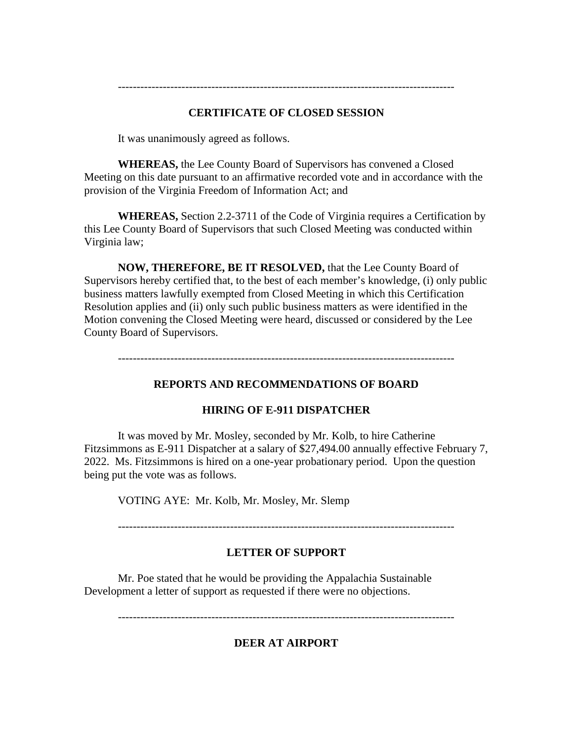---

**CERTIFICATE OF CLOSED SESSION**

It was unanimously agreed as follows.

**WHEREAS,** the Lee County Board of Supervisors has convened a Closed Meeting on this date pursuant to an affirmative recorded vote and in accordance with the provision of the Virginia Freedom of Information Act; and

**WHEREAS,** Section 2.2-3711 of the Code of Virginia requires a Certification by this Lee County Board of Supervisors that such Closed Meeting was conducted within Virginia law;

**NOW, THEREFORE, BE IT RESOLVED,** that the Lee County Board of Supervisors hereby certified that, to the best of each member's knowledge, (i) only public business matters lawfully exempted from Closed Meeting in which this Certification Resolution applies and (ii) only such public business matters as were identified in the Motion convening the Closed Meeting were heard, discussed or considered by the Lee County Board of Supervisors.

---

**REPORTS AND RECOMMENDATIONS OF BOARD**

**HIRING OF E-911 DISPATCHER**

It was moved by Mr. Mosley, seconded by Mr. Kolb, to hire Catherine Fitzsimmons as E-911 Dispatcher at a salary of $27,494.00 annually effective February 7, 2022. Ms. Fitzsimmons is hired on a one-year probationary period. Upon the question being put the vote was as follows.

VOTING AYE: Mr. Kolb, Mr. Mosley, Mr. Slemp

---

**LETTER OF SUPPORT**

Mr. Poe stated that he would be providing the Appalachia Sustainable Development a letter of support as requested if there were no objections.

---

**DEER AT AIRPORT**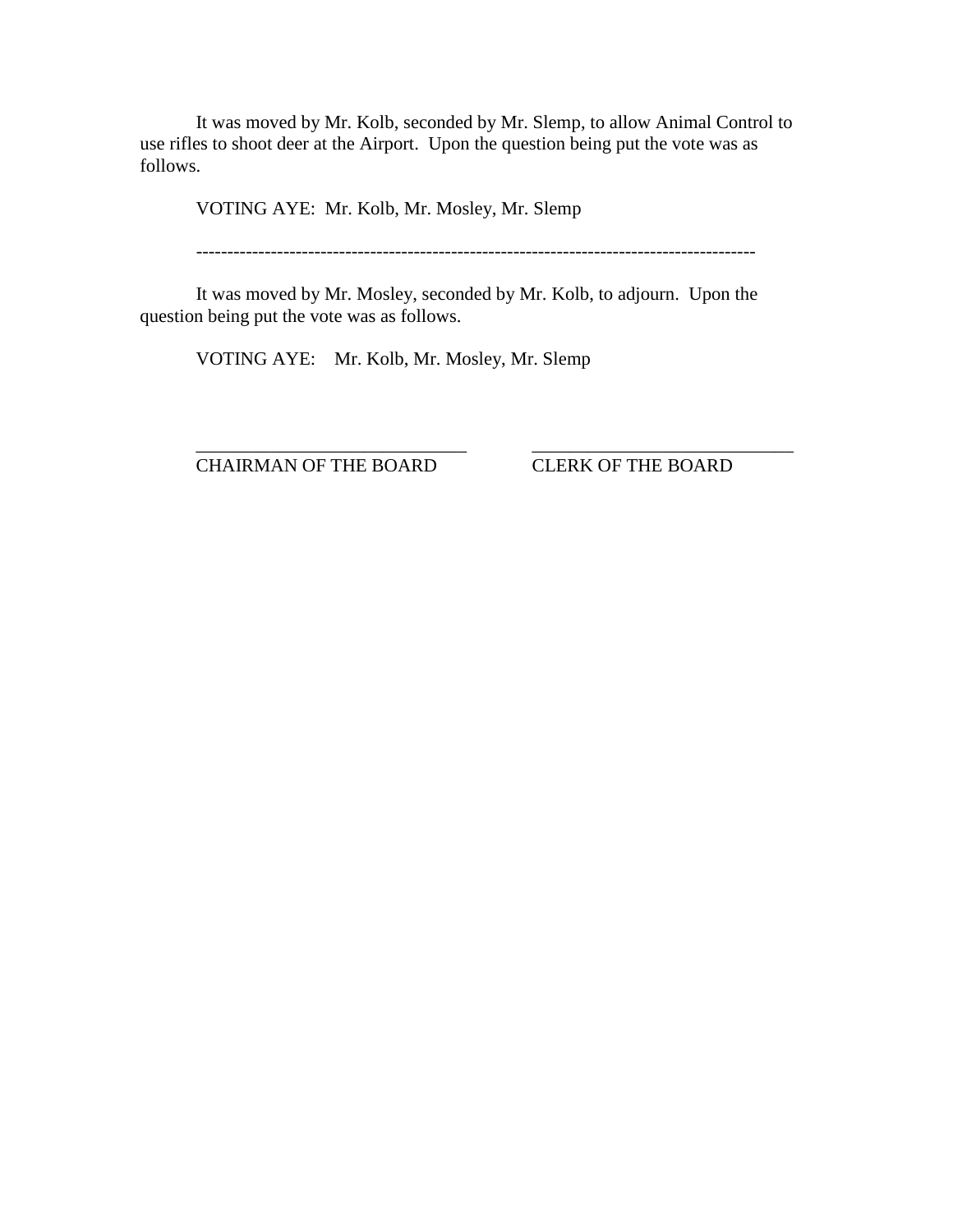It was moved by Mr. Kolb, seconded by Mr. Slemp, to allow Animal Control to use rifles to shoot deer at the Airport. Upon the question being put the vote was as follows.

VOTING AYE: Mr. Kolb, Mr. Mosley, Mr. Slemp

------------------------------------------------------------------------------------------

It was moved by Mr. Mosley, seconded by Mr. Kolb, to adjourn. Upon the question being put the vote was as follows.

VOTING AYE: Mr. Kolb, Mr. Mosley, Mr. Slemp

| | |
|---|---|
| \_\_\_\_\_\_\_\_\_\_\_\_\_\_\_\_\_\_\_\_\_\_\_\_\_\_\_\_\_\_ | \_\_\_\_\_\_\_\_\_\_\_\_\_\_\_\_\_\_\_\_\_\_\_\_\_\_\_\_\_\_ |
| CHAIRMAN OF THE BOARD | CLERK OF THE BOARD |